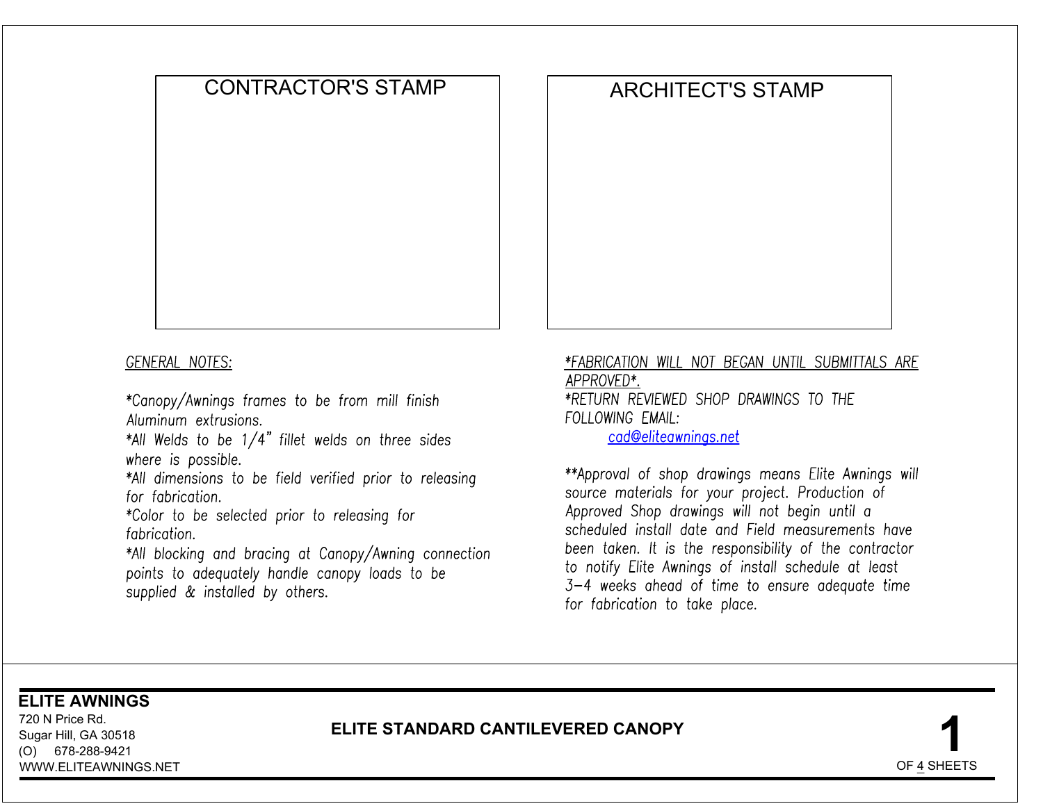CONTRACTOR'S STAMP

ARCHITECT'S STAMP

*GENERAL NOTES:*

*\*Canopy/Awnings frames to be from mill finish Aluminum extrusions.*
*\*All Welds to be 1/4" fillet welds on three sides where is possible.*
*\*All dimensions to be field verified prior to releasing for fabrication.*
*\*Color to be selected prior to releasing for fabrication.*
*\*All blocking and bracing at Canopy/Awning connection points to adequately handle canopy loads to be supplied & installed by others.*

*\*FABRICATION WILL NOT BEGAN UNTIL SUBMITTALS ARE APPROVED\*.*
*\*RETURN REVIEWED SHOP DRAWINGS TO THE FOLLOWING EMAIL:*
cad@eliteawnings.net

*\*\*Approval of shop drawings means Elite Awnings will source materials for your project. Production of Approved Shop drawings will not begin until a scheduled install date and Field measurements have been taken. It is the responsibility of the contractor to notify Elite Awnings of install schedule at least 3-4 weeks ahead of time to ensure adequate time for fabrication to take place.*

**ELITE AWNINGS**
720 N Price Rd.
Sugar Hill, GA 30518
(O) 678-288-9421
WWW.ELITEAWNINGS.NET

**ELITE STANDARD CANTILEVERED CANOPY**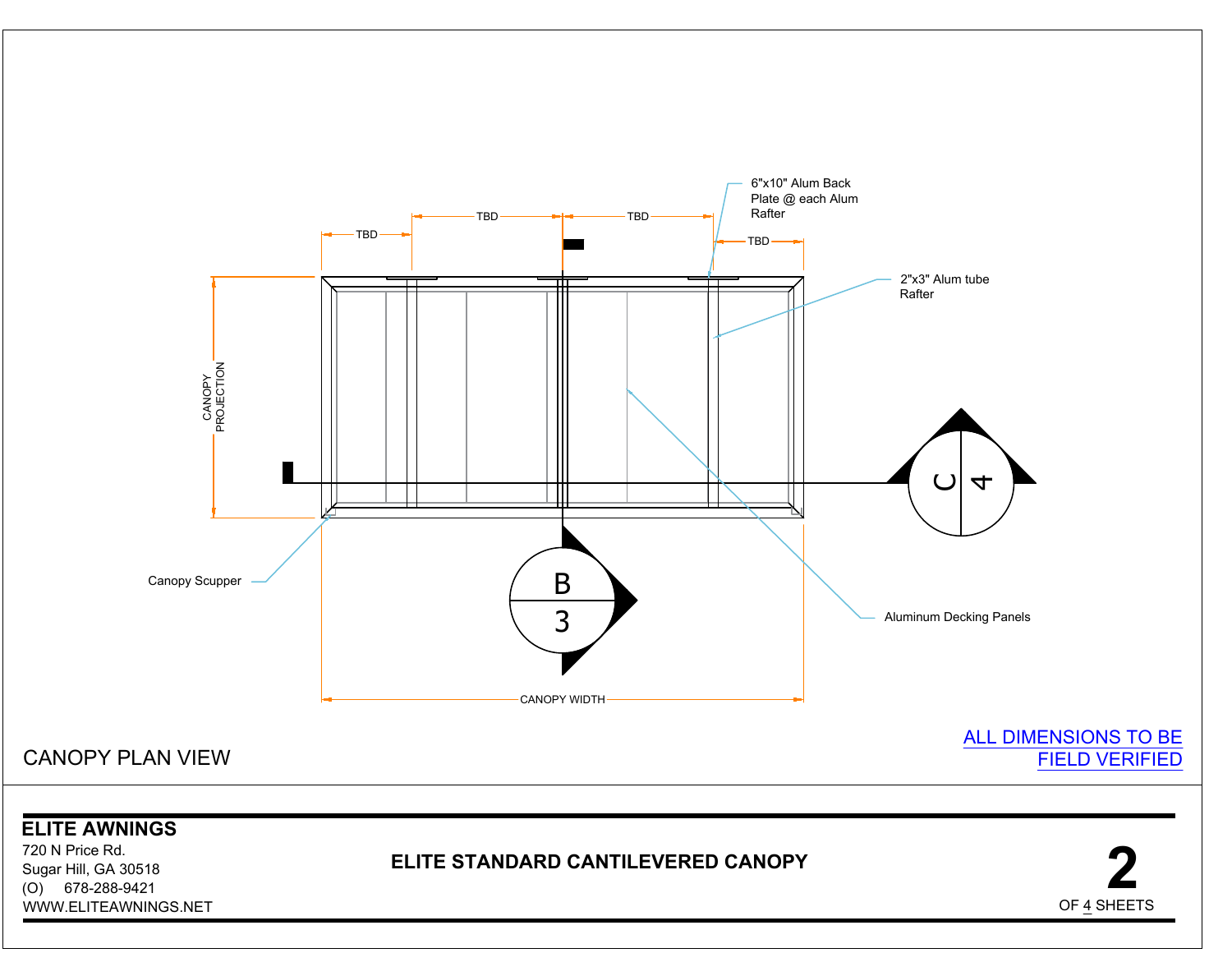6"x10" Alum Back Plate @ each Alum Rafter

2"x3" Alum tube Rafter

TBD

TBD

TBD

TBD

CANOPY PROJECTION

C

4

B

3

Canopy Scupper

Aluminum Decking Panels

CANOPY WIDTH

CANOPY PLAN VIEW

ALL DIMENSIONS TO BE FIELD VERIFIED

**ELITE AWNINGS**

720 N Price Rd.
Sugar Hill, GA 30518
(O) 678-288-9421
WWW.ELITEAWNINGS.NET

**ELITE STANDARD CANTILEVERED CANOPY**

**2**

OF 4 SHEETS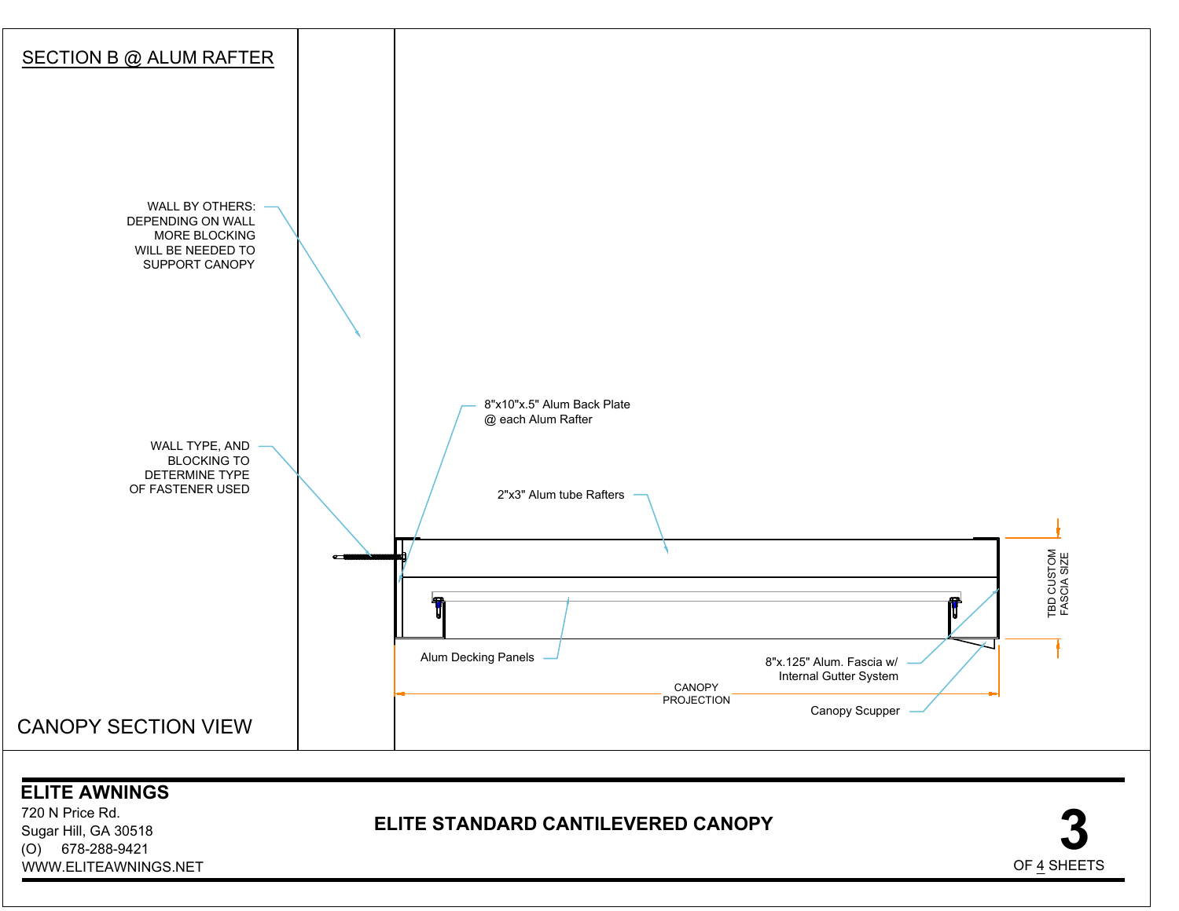## SECTION B @ ALUM RAFTER

WALL BY OTHERS:
DEPENDING ON WALL
MORE BLOCKING
WILL BE NEEDED TO
SUPPORT CANOPY

WALL TYPE, AND
BLOCKING TO
DETERMINE TYPE
OF FASTENER USED

8"x10"x.5" Alum Back Plate
@ each Alum Rafter

2"x3" Alum tube Rafters

TBD CUSTOM
FASCIA SIZE

Alum Decking Panels

8"x.125" Alum. Fascia w/
Internal Gutter System

CANOPY
PROJECTION

Canopy Scupper

CANOPY SECTION VIEW

**ELITE AWNINGS**
720 N Price Rd.
Sugar Hill, GA 30518
(O) 678-288-9421
WWW.ELITEAWNINGS.NET

**ELITE STANDARD CANTILEVERED CANOPY**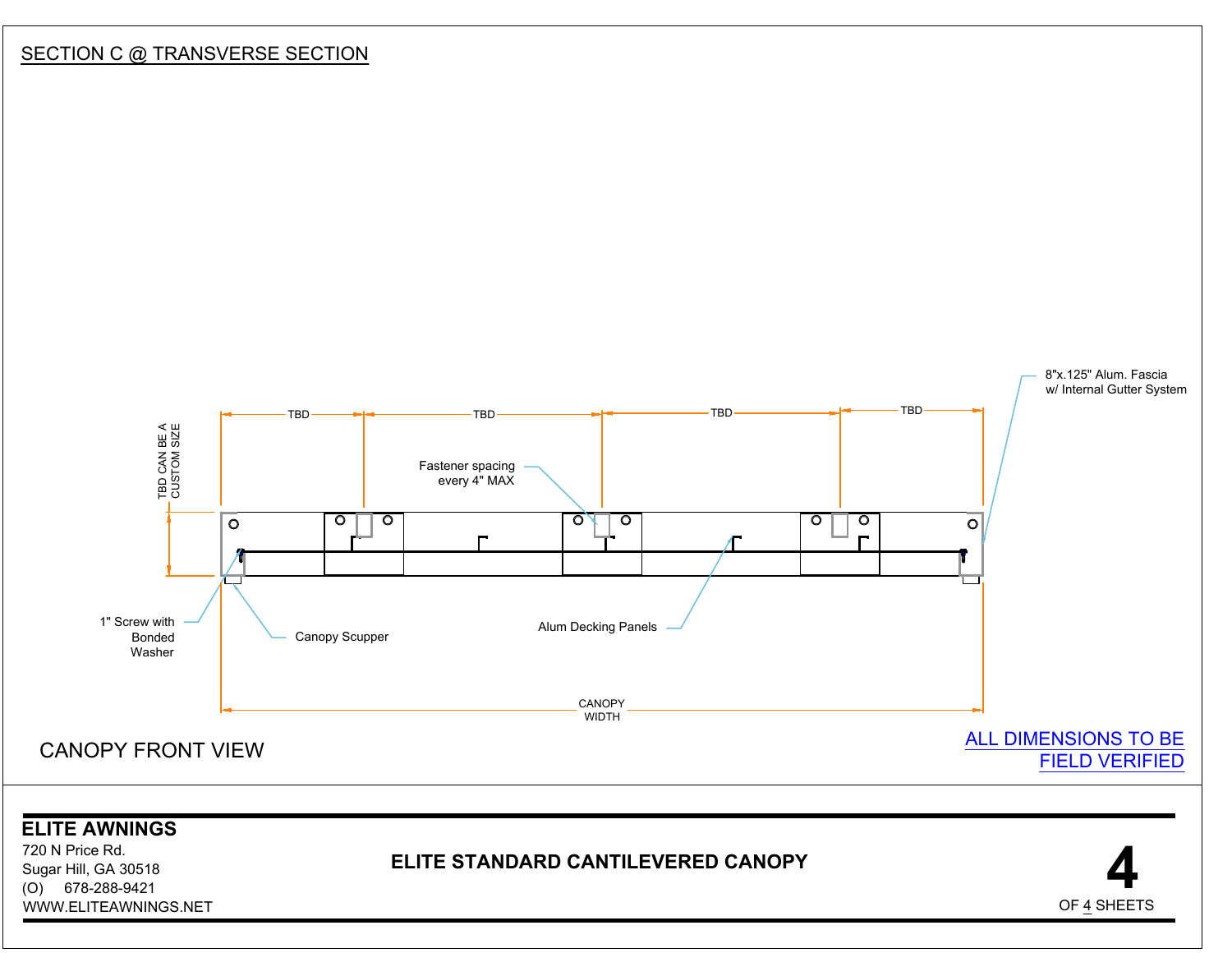## SECTION C @ TRANSVERSE SECTION

TBD CAN BE A CUSTOM SIZE

TBD

TBD

TBD

TBD

8"x.125" Alum. Fascia w/ Internal Gutter System

Fastener spacing every 4" MAX

1" Screw with Bonded Washer

Canopy Scupper

Alum Decking Panels

CANOPY WIDTH

CANOPY FRONT VIEW

ALL DIMENSIONS TO BE FIELD VERIFIED

**ELITE AWNINGS**
720 N Price Rd.
Sugar Hill, GA 30518
(O) 678-288-9421
WWW.ELITEAWNINGS.NET

**ELITE STANDARD CANTILEVERED CANOPY**